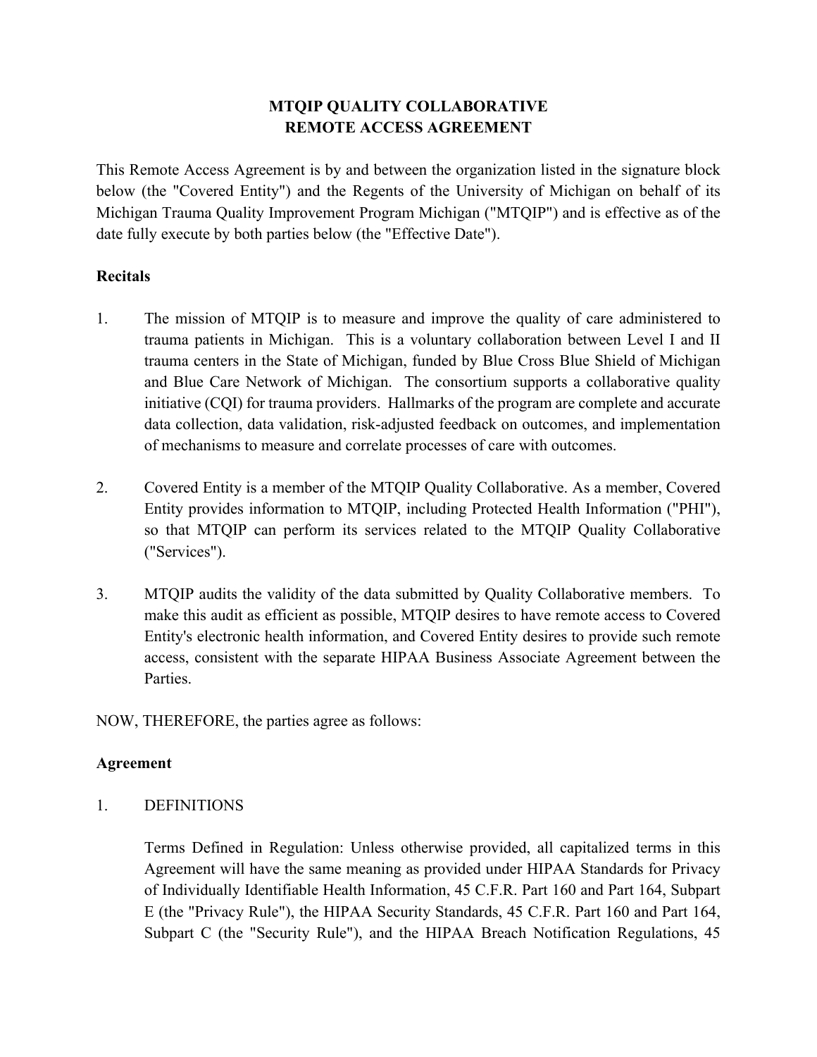# MTQIP QUALITY COLLABORATIVE
# REMOTE ACCESS AGREEMENT

This Remote Access Agreement is by and between the organization listed in the signature block below (the "Covered Entity") and the Regents of the University of Michigan on behalf of its Michigan Trauma Quality Improvement Program Michigan ("MTQIP") and is effective as of the date fully execute by both parties below (the "Effective Date").

**Recitals**

1. The mission of MTQIP is to measure and improve the quality of care administered to trauma patients in Michigan. This is a voluntary collaboration between Level I and II trauma centers in the State of Michigan, funded by Blue Cross Blue Shield of Michigan and Blue Care Network of Michigan. The consortium supports a collaborative quality initiative (CQI) for trauma providers. Hallmarks of the program are complete and accurate data collection, data validation, risk-adjusted feedback on outcomes, and implementation of mechanisms to measure and correlate processes of care with outcomes.

2. Covered Entity is a member of the MTQIP Quality Collaborative. As a member, Covered Entity provides information to MTQIP, including Protected Health Information ("PHI"), so that MTQIP can perform its services related to the MTQIP Quality Collaborative ("Services").

3. MTQIP audits the validity of the data submitted by Quality Collaborative members. To make this audit as efficient as possible, MTQIP desires to have remote access to Covered Entity's electronic health information, and Covered Entity desires to provide such remote access, consistent with the separate HIPAA Business Associate Agreement between the Parties.

NOW, THEREFORE, the parties agree as follows:

**Agreement**

1. DEFINITIONS

   Terms Defined in Regulation: Unless otherwise provided, all capitalized terms in this Agreement will have the same meaning as provided under HIPAA Standards for Privacy of Individually Identifiable Health Information, 45 C.F.R. Part 160 and Part 164, Subpart E (the "Privacy Rule"), the HIPAA Security Standards, 45 C.F.R. Part 160 and Part 164, Subpart C (the "Security Rule"), and the HIPAA Breach Notification Regulations, 45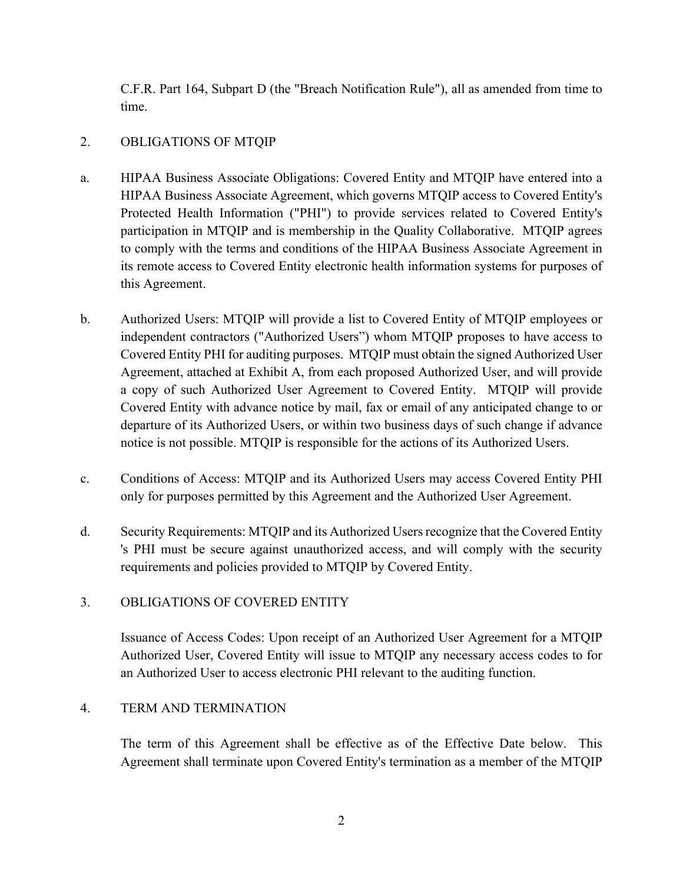C.F.R. Part 164, Subpart D (the "Breach Notification Rule"), all as amended from time to time.

2. OBLIGATIONS OF MTQIP

a. HIPAA Business Associate Obligations: Covered Entity and MTQIP have entered into a HIPAA Business Associate Agreement, which governs MTQIP access to Covered Entity's Protected Health Information ("PHI") to provide services related to Covered Entity's participation in MTQIP and is membership in the Quality Collaborative. MTQIP agrees to comply with the terms and conditions of the HIPAA Business Associate Agreement in its remote access to Covered Entity electronic health information systems for purposes of this Agreement.

b. Authorized Users: MTQIP will provide a list to Covered Entity of MTQIP employees or independent contractors ("Authorized Users") whom MTQIP proposes to have access to Covered Entity PHI for auditing purposes. MTQIP must obtain the signed Authorized User Agreement, attached at Exhibit A, from each proposed Authorized User, and will provide a copy of such Authorized User Agreement to Covered Entity. MTQIP will provide Covered Entity with advance notice by mail, fax or email of any anticipated change to or departure of its Authorized Users, or within two business days of such change if advance notice is not possible. MTQIP is responsible for the actions of its Authorized Users.

c. Conditions of Access: MTQIP and its Authorized Users may access Covered Entity PHI only for purposes permitted by this Agreement and the Authorized User Agreement.

d. Security Requirements: MTQIP and its Authorized Users recognize that the Covered Entity 's PHI must be secure against unauthorized access, and will comply with the security requirements and policies provided to MTQIP by Covered Entity.

3. OBLIGATIONS OF COVERED ENTITY

Issuance of Access Codes: Upon receipt of an Authorized User Agreement for a MTQIP Authorized User, Covered Entity will issue to MTQIP any necessary access codes to for an Authorized User to access electronic PHI relevant to the auditing function.

4. TERM AND TERMINATION

The term of this Agreement shall be effective as of the Effective Date below. This Agreement shall terminate upon Covered Entity's termination as a member of the MTQIP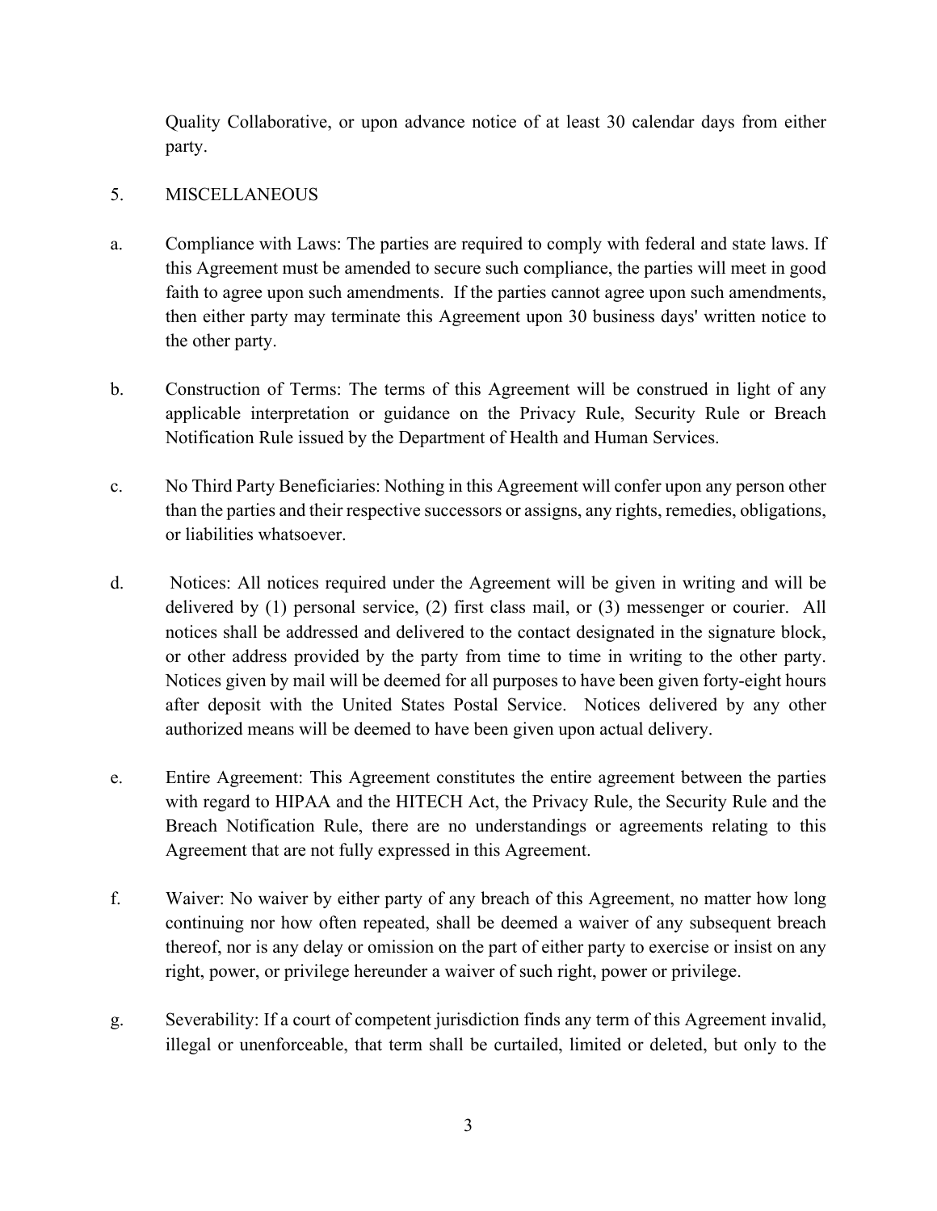Quality Collaborative, or upon advance notice of at least 30 calendar days from either party.

5. MISCELLANEOUS

a. Compliance with Laws: The parties are required to comply with federal and state laws. If this Agreement must be amended to secure such compliance, the parties will meet in good faith to agree upon such amendments. If the parties cannot agree upon such amendments, then either party may terminate this Agreement upon 30 business days' written notice to the other party.

b. Construction of Terms: The terms of this Agreement will be construed in light of any applicable interpretation or guidance on the Privacy Rule, Security Rule or Breach Notification Rule issued by the Department of Health and Human Services.

c. No Third Party Beneficiaries: Nothing in this Agreement will confer upon any person other than the parties and their respective successors or assigns, any rights, remedies, obligations, or liabilities whatsoever.

d. Notices: All notices required under the Agreement will be given in writing and will be delivered by (1) personal service, (2) first class mail, or (3) messenger or courier. All notices shall be addressed and delivered to the contact designated in the signature block, or other address provided by the party from time to time in writing to the other party. Notices given by mail will be deemed for all purposes to have been given forty-eight hours after deposit with the United States Postal Service. Notices delivered by any other authorized means will be deemed to have been given upon actual delivery.

e. Entire Agreement: This Agreement constitutes the entire agreement between the parties with regard to HIPAA and the HITECH Act, the Privacy Rule, the Security Rule and the Breach Notification Rule, there are no understandings or agreements relating to this Agreement that are not fully expressed in this Agreement.

f. Waiver: No waiver by either party of any breach of this Agreement, no matter how long continuing nor how often repeated, shall be deemed a waiver of any subsequent breach thereof, nor is any delay or omission on the part of either party to exercise or insist on any right, power, or privilege hereunder a waiver of such right, power or privilege.

g. Severability: If a court of competent jurisdiction finds any term of this Agreement invalid, illegal or unenforceable, that term shall be curtailed, limited or deleted, but only to the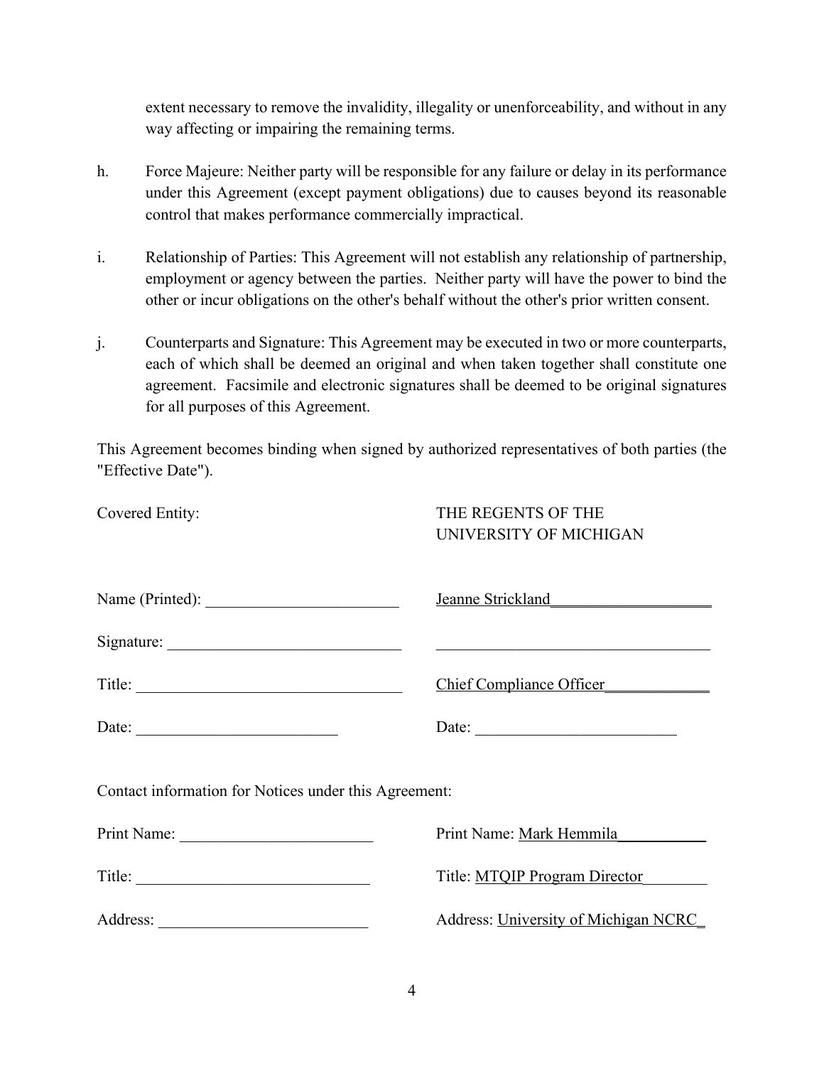extent necessary to remove the invalidity, illegality or unenforceability, and without in any way affecting or impairing the remaining terms.

h. Force Majeure: Neither party will be responsible for any failure or delay in its performance under this Agreement (except payment obligations) due to causes beyond its reasonable control that makes performance commercially impractical.

i. Relationship of Parties: This Agreement will not establish any relationship of partnership, employment or agency between the parties. Neither party will have the power to bind the other or incur obligations on the other's behalf without the other's prior written consent.

j. Counterparts and Signature: This Agreement may be executed in two or more counterparts, each of which shall be deemed an original and when taken together shall constitute one agreement. Facsimile and electronic signatures shall be deemed to be original signatures for all purposes of this Agreement.

This Agreement becomes binding when signed by authorized representatives of both parties (the "Effective Date").

| Covered Entity: | THE REGENTS OF THE UNIVERSITY OF MICHIGAN |
|---|---|
| Name (Printed): ________________________ | Jeanne Strickland____________________ |
| Signature: ____________________________ | __________________________________ |
| Title: ________________________________ | Chief Compliance Officer_____________ |
| Date: ________________________ | Date: ________________________ |

Contact information for Notices under this Agreement:

| | |
|---|---|
| Print Name: _______________________ | Print Name: Mark Hemmila___________ |
| Title: ____________________________ | Title: MTQIP Program Director________ |
| Address: _________________________ | Address: University of Michigan NCRC_ |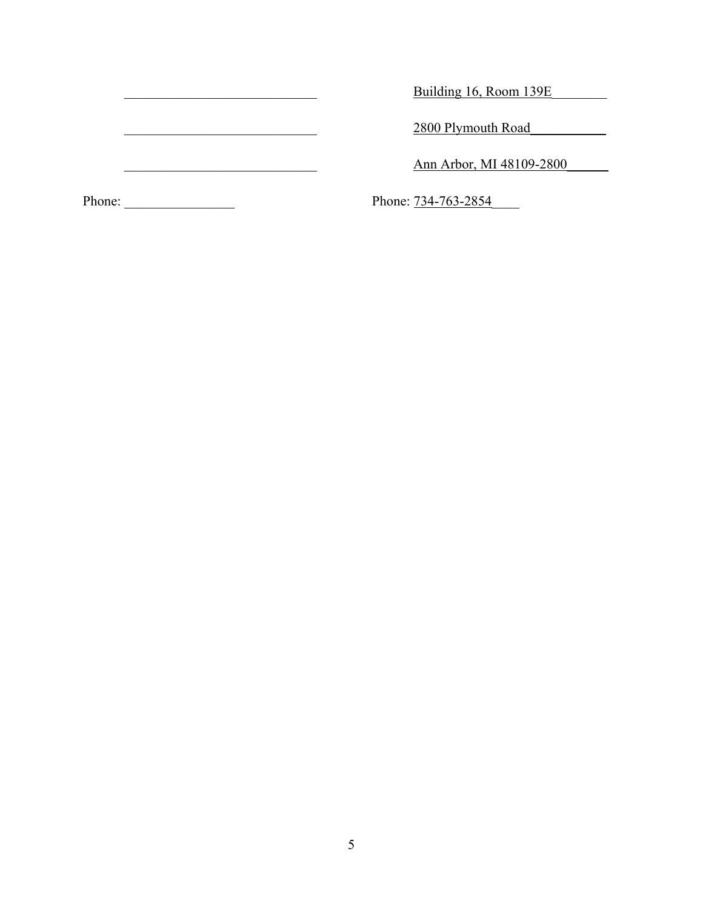| | |
|---|---|
| ____________________________ | Building 16, Room 139E________ |
| ____________________________ | 2800 Plymouth Road___________ |
| ____________________________ | Ann Arbor, MI 48109-2800______ |
| Phone: ________________ | Phone: 734-763-2854____ |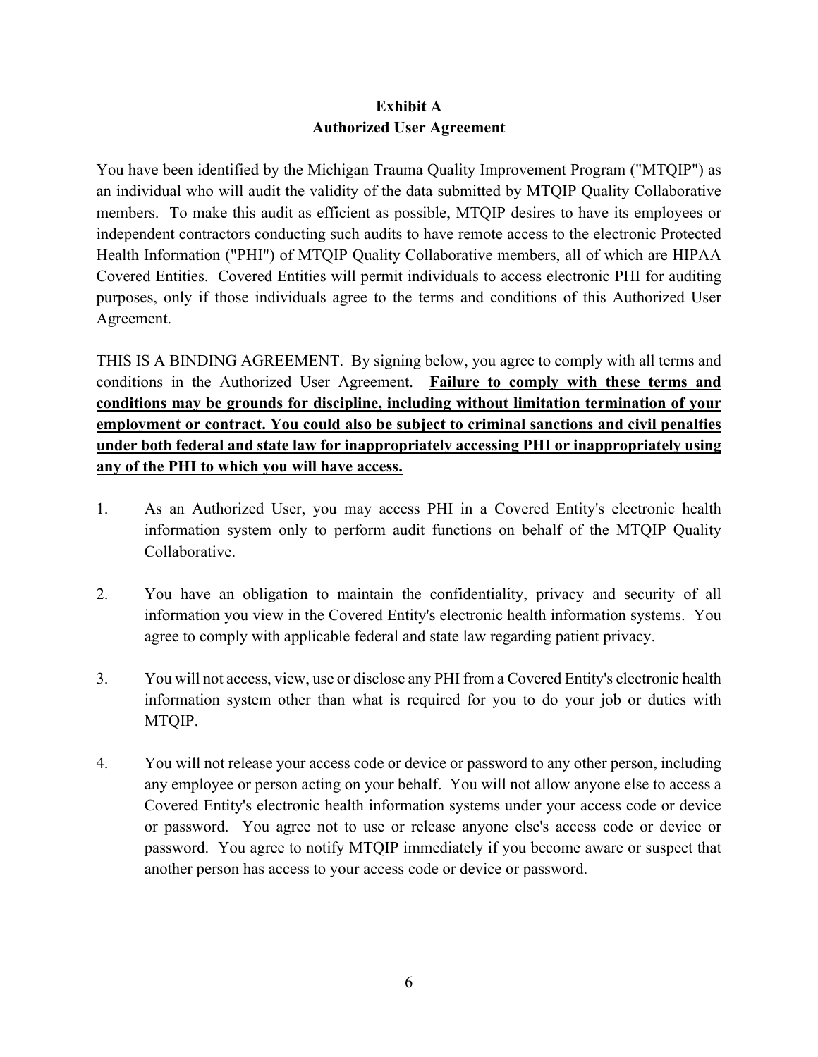# Exhibit A
## Authorized User Agreement

You have been identified by the Michigan Trauma Quality Improvement Program ("MTQIP") as an individual who will audit the validity of the data submitted by MTQIP Quality Collaborative members. To make this audit as efficient as possible, MTQIP desires to have its employees or independent contractors conducting such audits to have remote access to the electronic Protected Health Information ("PHI") of MTQIP Quality Collaborative members, all of which are HIPAA Covered Entities. Covered Entities will permit individuals to access electronic PHI for auditing purposes, only if those individuals agree to the terms and conditions of this Authorized User Agreement.

THIS IS A BINDING AGREEMENT. By signing below, you agree to comply with all terms and conditions in the Authorized User Agreement. **Failure to comply with these terms and conditions may be grounds for discipline, including without limitation termination of your employment or contract. You could also be subject to criminal sanctions and civil penalties under both federal and state law for inappropriately accessing PHI or inappropriately using any of the PHI to which you will have access.**

1. As an Authorized User, you may access PHI in a Covered Entity's electronic health information system only to perform audit functions on behalf of the MTQIP Quality Collaborative.

2. You have an obligation to maintain the confidentiality, privacy and security of all information you view in the Covered Entity's electronic health information systems. You agree to comply with applicable federal and state law regarding patient privacy.

3. You will not access, view, use or disclose any PHI from a Covered Entity's electronic health information system other than what is required for you to do your job or duties with MTQIP.

4. You will not release your access code or device or password to any other person, including any employee or person acting on your behalf. You will not allow anyone else to access a Covered Entity's electronic health information systems under your access code or device or password. You agree not to use or release anyone else's access code or device or password. You agree to notify MTQIP immediately if you become aware or suspect that another person has access to your access code or device or password.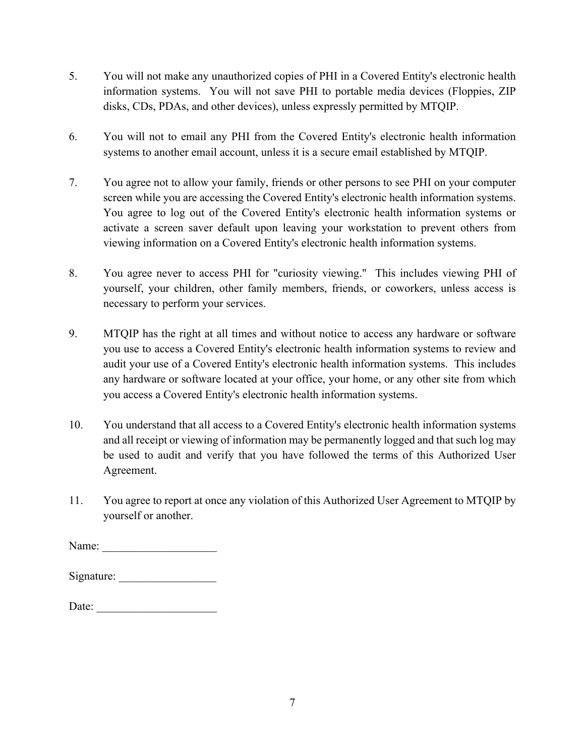5. You will not make any unauthorized copies of PHI in a Covered Entity's electronic health information systems. You will not save PHI to portable media devices (Floppies, ZIP disks, CDs, PDAs, and other devices), unless expressly permitted by MTQIP.

6. You will not to email any PHI from the Covered Entity's electronic health information systems to another email account, unless it is a secure email established by MTQIP.

7. You agree not to allow your family, friends or other persons to see PHI on your computer screen while you are accessing the Covered Entity's electronic health information systems. You agree to log out of the Covered Entity's electronic health information systems or activate a screen saver default upon leaving your workstation to prevent others from viewing information on a Covered Entity's electronic health information systems.

8. You agree never to access PHI for "curiosity viewing." This includes viewing PHI of yourself, your children, other family members, friends, or coworkers, unless access is necessary to perform your services.

9. MTQIP has the right at all times and without notice to access any hardware or software you use to access a Covered Entity's electronic health information systems to review and audit your use of a Covered Entity's electronic health information systems. This includes any hardware or software located at your office, your home, or any other site from which you access a Covered Entity's electronic health information systems.

10. You understand that all access to a Covered Entity's electronic health information systems and all receipt or viewing of information may be permanently logged and that such log may be used to audit and verify that you have followed the terms of this Authorized User Agreement.

11. You agree to report at once any violation of this Authorized User Agreement to MTQIP by yourself or another.

Name: ____________________

Signature: _________________

Date: _____________________